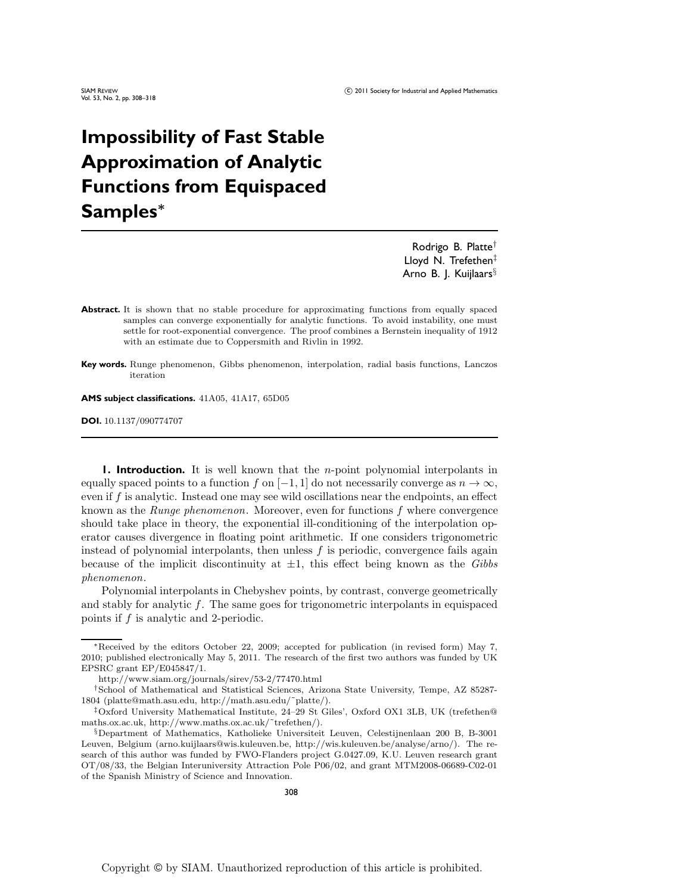# Impossibility of Fast Stable Approximation of Analytic Functions from Equispaced Samples*

Rodrigo B. Platte[†]
Lloyd N. Trefethen[‡]
Arno B. J. Kuijlaars[§]

**Abstract.** It is shown that no stable procedure for approximating functions from equally spaced samples can converge exponentially for analytic functions. To avoid instability, one must settle for root-exponential convergence. The proof combines a Bernstein inequality of 1912 with an estimate due to Coppersmith and Rivlin in 1992.

**Key words.** Runge phenomenon, Gibbs phenomenon, interpolation, radial basis functions, Lanczos iteration

**AMS subject classifications.** 41A05, 41A17, 65D05

**DOI.** 10.1137/090774707

**1. Introduction.** It is well known that the $n$-point polynomial interpolants in equally spaced points to a function $f$ on $[-1, 1]$ do not necessarily converge as $n \to \infty$, even if $f$ is analytic. Instead one may see wild oscillations near the endpoints, an effect known as the *Runge phenomenon*. Moreover, even for functions $f$ where convergence should take place in theory, the exponential ill-conditioning of the interpolation operator causes divergence in floating point arithmetic. If one considers trigonometric instead of polynomial interpolants, then unless $f$ is periodic, convergence fails again because of the implicit discontinuity at $\pm 1$, this effect being known as the *Gibbs phenomenon*.

Polynomial interpolants in Chebyshev points, by contrast, converge geometrically and stably for analytic $f$. The same goes for trigonometric interpolants in equispaced points if $f$ is analytic and 2-periodic.

*Received by the editors October 22, 2009; accepted for publication (in revised form) May 7, 2010; published electronically May 5, 2011. The research of the first two authors was funded by UK EPSRC grant EP/E045847/1.

http://www.siam.org/journals/sirev/53-2/77470.html

[†]School of Mathematical and Statistical Sciences, Arizona State University, Tempe, AZ 85287-1804 (platte@math.asu.edu, http://math.asu.edu/~platte/).

[‡]Oxford University Mathematical Institute, 24–29 St Giles', Oxford OX1 3LB, UK (trefethen@maths.ox.ac.uk, http://www.maths.ox.ac.uk/~trefethen/).

[§]Department of Mathematics, Katholieke Universiteit Leuven, Celestijnenlaan 200 B, B-3001 Leuven, Belgium (arno.kuijlaars@wis.kuleuven.be, http://wis.kuleuven.be/analyse/arno/). The research of this author was funded by FWO-Flanders project G.0427.09, K.U. Leuven research grant OT/08/33, the Belgian Interuniversity Attraction Pole P06/02, and grant MTM2008-06689-C02-01 of the Spanish Ministry of Science and Innovation.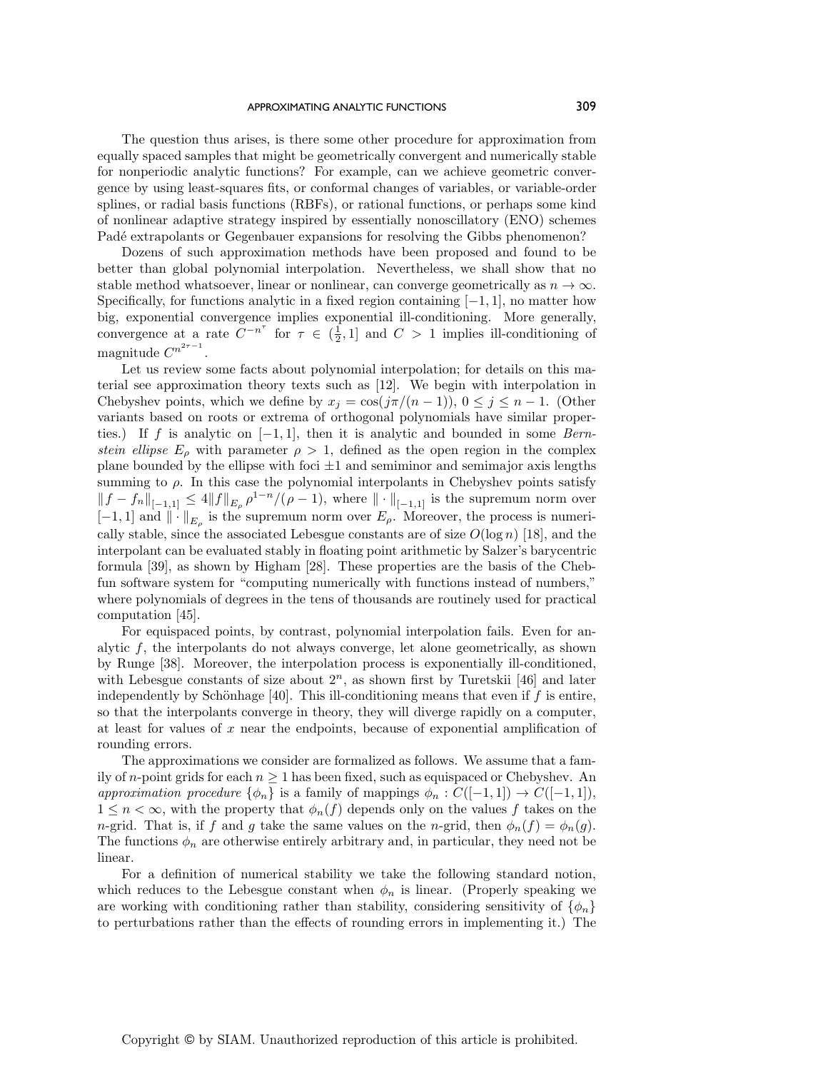The question thus arises, is there some other procedure for approximation from equally spaced samples that might be geometrically convergent and numerically stable for nonperiodic analytic functions? For example, can we achieve geometric convergence by using least-squares fits, or conformal changes of variables, or variable-order splines, or radial basis functions (RBFs), or rational functions, or perhaps some kind of nonlinear adaptive strategy inspired by essentially nonoscillatory (ENO) schemes Padé extrapolants or Gegenbauer expansions for resolving the Gibbs phenomenon?

Dozens of such approximation methods have been proposed and found to be better than global polynomial interpolation. Nevertheless, we shall show that no stable method whatsoever, linear or nonlinear, can converge geometrically as $n \to \infty$. Specifically, for functions analytic in a fixed region containing $[-1,1]$, no matter how big, exponential convergence implies exponential ill-conditioning. More generally, convergence at a rate $C^{-n^\tau}$ for $\tau \in (\frac{1}{2}, 1]$ and $C > 1$ implies ill-conditioning of magnitude $C^{n^{2\tau-1}}$.

Let us review some facts about polynomial interpolation; for details on this material see approximation theory texts such as [12]. We begin with interpolation in Chebyshev points, which we define by $x_j = \cos(j\pi/(n-1))$, $0 \le j \le n-1$. (Other variants based on roots or extrema of orthogonal polynomials have similar properties.) If $f$ is analytic on $[-1,1]$, then it is analytic and bounded in some *Bernstein ellipse* $E_\rho$ with parameter $\rho > 1$, defined as the open region in the complex plane bounded by the ellipse with foci $\pm 1$ and semiminor and semimajor axis lengths summing to $\rho$. In this case the polynomial interpolants in Chebyshev points satisfy $\|f - f_n\|_{[-1,1]} \le 4\|f\|_{E_\rho}\, \rho^{1-n}/(\rho - 1)$, where $\|\cdot\|_{[-1,1]}$ is the supremum norm over $[-1,1]$ and $\|\cdot\|_{E_\rho}$ is the supremum norm over $E_\rho$. Moreover, the process is numerically stable, since the associated Lebesgue constants are of size $O(\log n)$ [18], and the interpolant can be evaluated stably in floating point arithmetic by Salzer's barycentric formula [39], as shown by Higham [28]. These properties are the basis of the Chebfun software system for "computing numerically with functions instead of numbers," where polynomials of degrees in the tens of thousands are routinely used for practical computation [45].

For equispaced points, by contrast, polynomial interpolation fails. Even for analytic $f$, the interpolants do not always converge, let alone geometrically, as shown by Runge [38]. Moreover, the interpolation process is exponentially ill-conditioned, with Lebesgue constants of size about $2^n$, as shown first by Turetskii [46] and later independently by Schönhage [40]. This ill-conditioning means that even if $f$ is entire, so that the interpolants converge in theory, they will diverge rapidly on a computer, at least for values of $x$ near the endpoints, because of exponential amplification of rounding errors.

The approximations we consider are formalized as follows. We assume that a family of $n$-point grids for each $n \ge 1$ has been fixed, such as equispaced or Chebyshev. An *approximation procedure* $\{\phi_n\}$ is a family of mappings $\phi_n : C([-1,1]) \to C([-1,1])$, $1 \le n < \infty$, with the property that $\phi_n(f)$ depends only on the values $f$ takes on the $n$-grid. That is, if $f$ and $g$ take the same values on the $n$-grid, then $\phi_n(f) = \phi_n(g)$. The functions $\phi_n$ are otherwise entirely arbitrary and, in particular, they need not be linear.

For a definition of numerical stability we take the following standard notion, which reduces to the Lebesgue constant when $\phi_n$ is linear. (Properly speaking we are working with conditioning rather than stability, considering sensitivity of $\{\phi_n\}$ to perturbations rather than the effects of rounding errors in implementing it.) The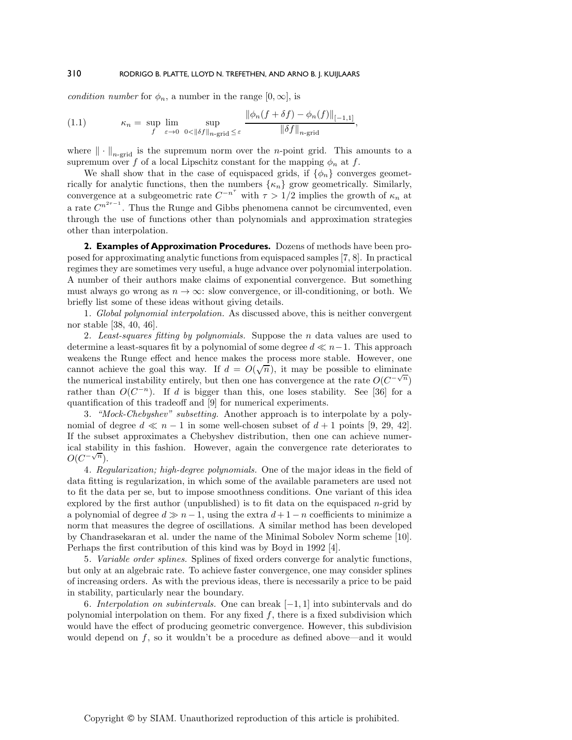*condition number* for $\phi_n$, a number in the range $[0, \infty]$, is

$$\kappa_n = \sup_f \lim_{\varepsilon \to 0} \sup_{0 < \|\delta f\|_{n\text{-grid}} \le \varepsilon} \frac{\|\phi_n(f + \delta f) - \phi_n(f)\|_{[-1,1]}}{\|\delta f\|_{n\text{-grid}}}, \tag{1.1}$$

where $\|\cdot\|_{n\text{-grid}}$ is the supremum norm over the $n$-point grid. This amounts to a supremum over $f$ of a local Lipschitz constant for the mapping $\phi_n$ at $f$.

We shall show that in the case of equispaced grids, if $\{\phi_n\}$ converges geometrically for analytic functions, then the numbers $\{\kappa_n\}$ grow geometrically. Similarly, convergence at a subgeometric rate $C^{-n^\tau}$ with $\tau > 1/2$ implies the growth of $\kappa_n$ at a rate $C^{n^{2\tau-1}}$. Thus the Runge and Gibbs phenomena cannot be circumvented, even through the use of functions other than polynomials and approximation strategies other than interpolation.

## 2. Examples of Approximation Procedures.

Dozens of methods have been proposed for approximating analytic functions from equispaced samples [7, 8]. In practical regimes they are sometimes very useful, a huge advance over polynomial interpolation. A number of their authors make claims of exponential convergence. But something must always go wrong as $n \to \infty$: slow convergence, or ill-conditioning, or both. We briefly list some of these ideas without giving details.

1. *Global polynomial interpolation.* As discussed above, this is neither convergent nor stable [38, 40, 46].

2. *Least-squares fitting by polynomials.* Suppose the $n$ data values are used to determine a least-squares fit by a polynomial of some degree $d \ll n-1$. This approach weakens the Runge effect and hence makes the process more stable. However, one cannot achieve the goal this way. If $d = O(\sqrt{n})$, it may be possible to eliminate the numerical instability entirely, but then one has convergence at the rate $O(C^{-\sqrt{n}})$ rather than $O(C^{-n})$. If $d$ is bigger than this, one loses stability. See [36] for a quantification of this tradeoff and [9] for numerical experiments.

3. *"Mock-Chebyshev" subsetting.* Another approach is to interpolate by a polynomial of degree $d \ll n-1$ in some well-chosen subset of $d+1$ points [9, 29, 42]. If the subset approximates a Chebyshev distribution, then one can achieve numerical stability in this fashion. However, again the convergence rate deteriorates to $O(C^{-\sqrt{n}})$.

4. *Regularization; high-degree polynomials.* One of the major ideas in the field of data fitting is regularization, in which some of the available parameters are used not to fit the data per se, but to impose smoothness conditions. One variant of this idea explored by the first author (unpublished) is to fit data on the equispaced $n$-grid by a polynomial of degree $d \gg n-1$, using the extra $d+1-n$ coefficients to minimize a norm that measures the degree of oscillations. A similar method has been developed by Chandrasekaran et al. under the name of the Minimal Sobolev Norm scheme [10]. Perhaps the first contribution of this kind was by Boyd in 1992 [4].

5. *Variable order splines.* Splines of fixed orders converge for analytic functions, but only at an algebraic rate. To achieve faster convergence, one may consider splines of increasing orders. As with the previous ideas, there is necessarily a price to be paid in stability, particularly near the boundary.

6. *Interpolation on subintervals.* One can break $[-1, 1]$ into subintervals and do polynomial interpolation on them. For any fixed $f$, there is a fixed subdivision which would have the effect of producing geometric convergence. However, this subdivision would depend on $f$, so it wouldn't be a procedure as defined above—and it would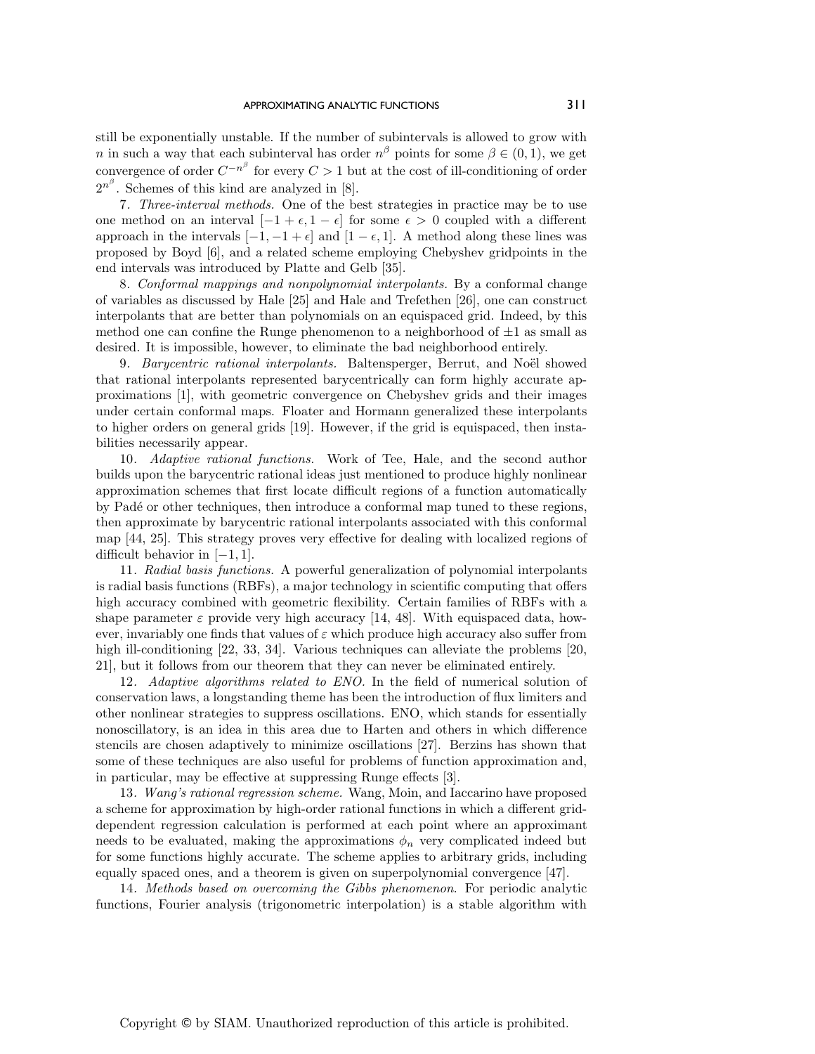still be exponentially unstable. If the number of subintervals is allowed to grow with $n$ in such a way that each subinterval has order $n^\beta$ points for some $\beta \in (0, 1)$, we get convergence of order $C^{-n^\beta}$ for every $C > 1$ but at the cost of ill-conditioning of order $2^{n^\beta}$. Schemes of this kind are analyzed in [8].

7. *Three-interval methods.* One of the best strategies in practice may be to use one method on an interval $[-1 + \epsilon, 1 - \epsilon]$ for some $\epsilon > 0$ coupled with a different approach in the intervals $[-1, -1 + \epsilon]$ and $[1 - \epsilon, 1]$. A method along these lines was proposed by Boyd [6], and a related scheme employing Chebyshev gridpoints in the end intervals was introduced by Platte and Gelb [35].

8. *Conformal mappings and nonpolynomial interpolants.* By a conformal change of variables as discussed by Hale [25] and Hale and Trefethen [26], one can construct interpolants that are better than polynomials on an equispaced grid. Indeed, by this method one can confine the Runge phenomenon to a neighborhood of $\pm 1$ as small as desired. It is impossible, however, to eliminate the bad neighborhood entirely.

9. *Barycentric rational interpolants.* Baltensperger, Berrut, and Noël showed that rational interpolants represented barycentrically can form highly accurate approximations [1], with geometric convergence on Chebyshev grids and their images under certain conformal maps. Floater and Hormann generalized these interpolants to higher orders on general grids [19]. However, if the grid is equispaced, then instabilities necessarily appear.

10. *Adaptive rational functions.* Work of Tee, Hale, and the second author builds upon the barycentric rational ideas just mentioned to produce highly nonlinear approximation schemes that first locate difficult regions of a function automatically by Padé or other techniques, then introduce a conformal map tuned to these regions, then approximate by barycentric rational interpolants associated with this conformal map [44, 25]. This strategy proves very effective for dealing with localized regions of difficult behavior in $[-1, 1]$.

11. *Radial basis functions.* A powerful generalization of polynomial interpolants is radial basis functions (RBFs), a major technology in scientific computing that offers high accuracy combined with geometric flexibility. Certain families of RBFs with a shape parameter $\varepsilon$ provide very high accuracy [14, 48]. With equispaced data, however, invariably one finds that values of $\varepsilon$ which produce high accuracy also suffer from high ill-conditioning [22, 33, 34]. Various techniques can alleviate the problems [20, 21], but it follows from our theorem that they can never be eliminated entirely.

12. *Adaptive algorithms related to ENO.* In the field of numerical solution of conservation laws, a longstanding theme has been the introduction of flux limiters and other nonlinear strategies to suppress oscillations. ENO, which stands for essentially nonoscillatory, is an idea in this area due to Harten and others in which difference stencils are chosen adaptively to minimize oscillations [27]. Berzins has shown that some of these techniques are also useful for problems of function approximation and, in particular, may be effective at suppressing Runge effects [3].

13. *Wang's rational regression scheme.* Wang, Moin, and Iaccarino have proposed a scheme for approximation by high-order rational functions in which a different grid-dependent regression calculation is performed at each point where an approximant needs to be evaluated, making the approximations $\phi_n$ very complicated indeed but for some functions highly accurate. The scheme applies to arbitrary grids, including equally spaced ones, and a theorem is given on superpolynomial convergence [47].

14. *Methods based on overcoming the Gibbs phenomenon.* For periodic analytic functions, Fourier analysis (trigonometric interpolation) is a stable algorithm with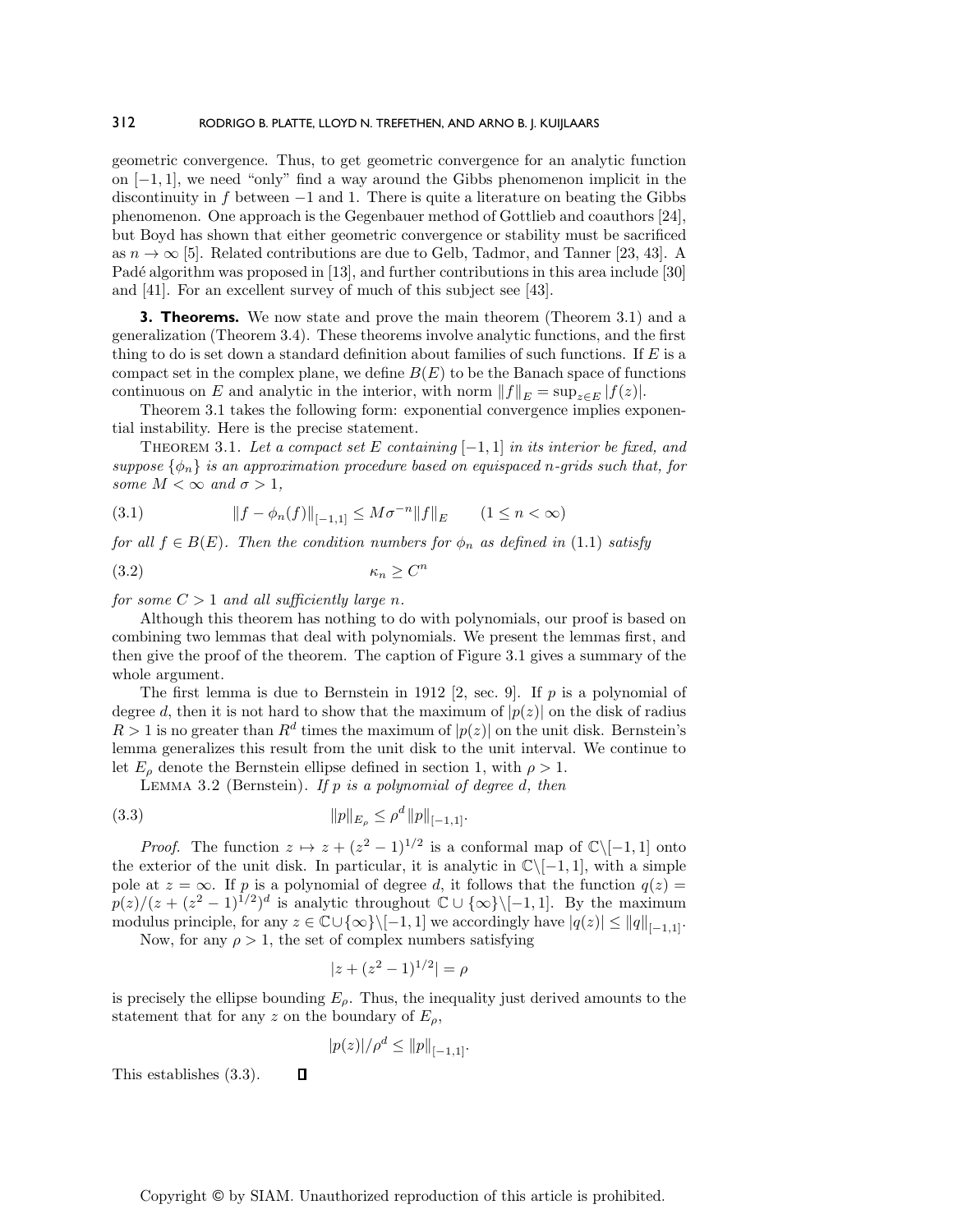geometric convergence. Thus, to get geometric convergence for an analytic function on $[-1, 1]$, we need "only" find a way around the Gibbs phenomenon implicit in the discontinuity in $f$ between $-1$ and $1$. There is quite a literature on beating the Gibbs phenomenon. One approach is the Gegenbauer method of Gottlieb and coauthors [24], but Boyd has shown that either geometric convergence or stability must be sacrificed as $n \to \infty$ [5]. Related contributions are due to Gelb, Tadmor, and Tanner [23, 43]. A Padé algorithm was proposed in [13], and further contributions in this area include [30] and [41]. For an excellent survey of much of this subject see [43].

## 3. Theorems.

We now state and prove the main theorem (Theorem 3.1) and a generalization (Theorem 3.4). These theorems involve analytic functions, and the first thing to do is set down a standard definition about families of such functions. If $E$ is a compact set in the complex plane, we define $B(E)$ to be the Banach space of functions continuous on $E$ and analytic in the interior, with norm $\|f\|_E = \sup_{z\in E} |f(z)|$.

Theorem 3.1 takes the following form: exponential convergence implies exponential instability. Here is the precise statement.

Theorem 3.1. *Let a compact set $E$ containing $[-1, 1]$ in its interior be fixed, and suppose $\{\phi_n\}$ is an approximation procedure based on equispaced $n$-grids such that, for some $M < \infty$ and $\sigma > 1$,*

$$\|f - \phi_n(f)\|_{[-1,1]} \le M\sigma^{-n}\|f\|_E \qquad (1 \le n < \infty) \tag{3.1}$$

*for all $f \in B(E)$. Then the condition numbers for $\phi_n$ as defined in* (1.1) *satisfy*

$$\kappa_n \ge C^n \tag{3.2}$$

*for some $C > 1$ and all sufficiently large $n$.*

Although this theorem has nothing to do with polynomials, our proof is based on combining two lemmas that deal with polynomials. We present the lemmas first, and then give the proof of the theorem. The caption of Figure 3.1 gives a summary of the whole argument.

The first lemma is due to Bernstein in 1912 [2, sec. 9]. If $p$ is a polynomial of degree $d$, then it is not hard to show that the maximum of $|p(z)|$ on the disk of radius $R > 1$ is no greater than $R^d$ times the maximum of $|p(z)|$ on the unit disk. Bernstein's lemma generalizes this result from the unit disk to the unit interval. We continue to let $E_\rho$ denote the Bernstein ellipse defined in section 1, with $\rho > 1$.

Lemma 3.2 (Bernstein). *If $p$ is a polynomial of degree $d$, then*

$$\|p\|_{E_\rho} \le \rho^d \|p\|_{[-1,1]}. \tag{3.3}$$

*Proof.* The function $z \mapsto z + (z^2 - 1)^{1/2}$ is a conformal map of $\mathbb{C}\backslash[-1, 1]$ onto the exterior of the unit disk. In particular, it is analytic in $\mathbb{C}\backslash[-1, 1]$, with a simple pole at $z = \infty$. If $p$ is a polynomial of degree $d$, it follows that the function $q(z) = p(z)/(z + (z^2 - 1)^{1/2})^d$ is analytic throughout $\mathbb{C} \cup \{\infty\}\backslash[-1, 1]$. By the maximum modulus principle, for any $z \in \mathbb{C}\cup\{\infty\}\backslash[-1, 1]$ we accordingly have $|q(z)| \le \|q\|_{[-1,1]}$.

Now, for any $\rho > 1$, the set of complex numbers satisfying

$$|z + (z^2 - 1)^{1/2}| = \rho$$

is precisely the ellipse bounding $E_\rho$. Thus, the inequality just derived amounts to the statement that for any $z$ on the boundary of $E_\rho$,

$$|p(z)|/\rho^d \le \|p\|_{[-1,1]}.$$

This establishes (3.3). ∎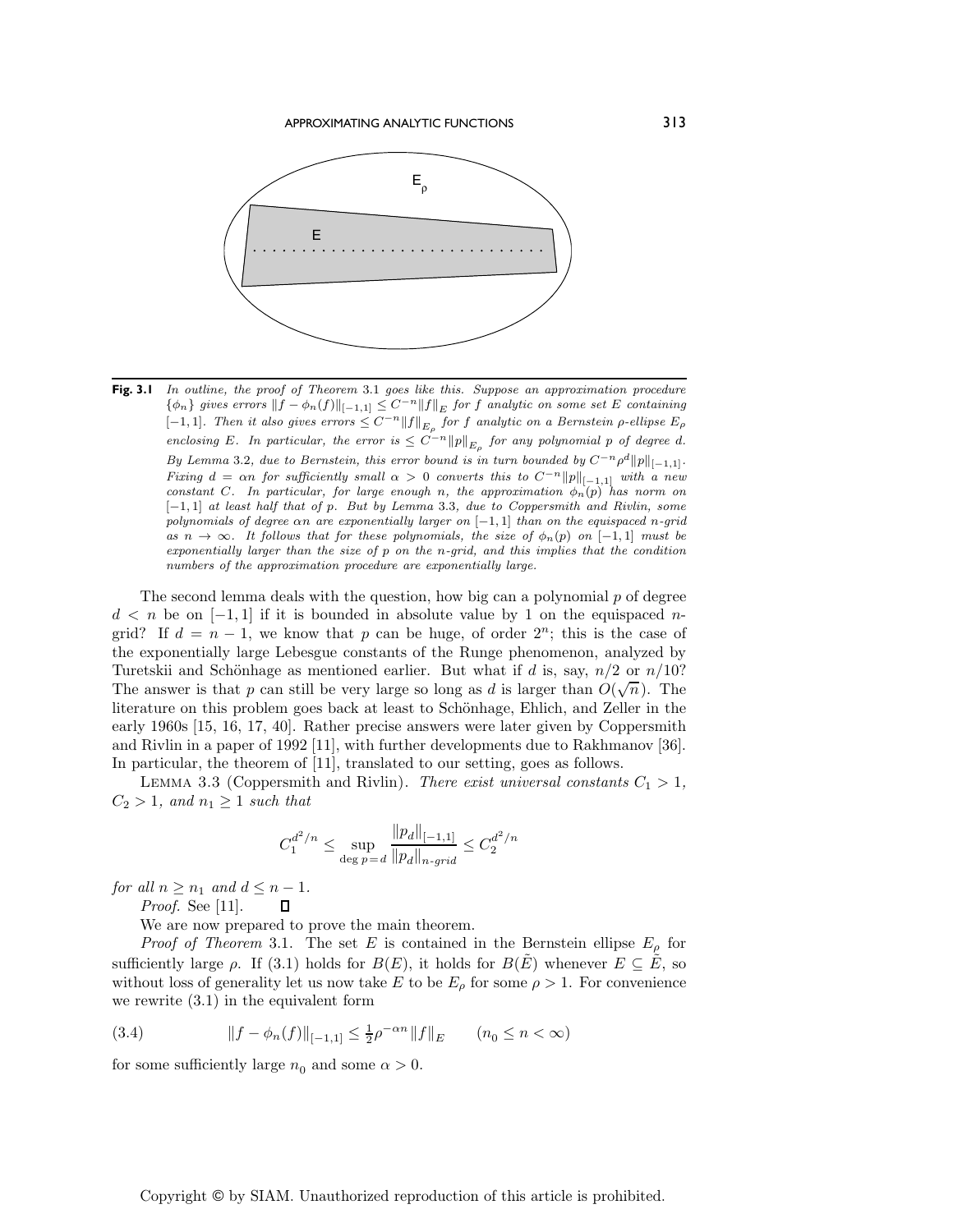**Fig. 3.1** *In outline, the proof of Theorem* 3.1 *goes like this. Suppose an approximation procedure* $\{\phi_n\}$ *gives errors* $\|f - \phi_n(f)\|_{[-1,1]} \le C^{-n}\|f\|_E$ *for* $f$ *analytic on some set* $E$ *containing* $[-1,1]$*. Then it also gives errors* $\le C^{-n}\|f\|_{E_\rho}$ *for* $f$ *analytic on a Bernstein* $\rho$*-ellipse* $E_\rho$ *enclosing* $E$*. In particular, the error is* $\le C^{-n}\|p\|_{E_\rho}$ *for any polynomial* $p$ *of degree* $d$*. By Lemma* 3.2*, due to Bernstein, this error bound is in turn bounded by* $C^{-n}\rho^d\|p\|_{[-1,1]}$*. Fixing* $d = \alpha n$ *for sufficiently small* $\alpha > 0$ *converts this to* $C^{-n}\|p\|_{[-1,1]}$ *with a new constant* $C$*. In particular, for large enough* $n$*, the approximation* $\phi_n(p)$ *has norm on* $[-1,1]$ *at least half that of* $p$*. But by Lemma* 3.3*, due to Coppersmith and Rivlin, some polynomials of degree* $\alpha n$ *are exponentially larger on* $[-1,1]$ *than on the equispaced* $n$*-grid as* $n \to \infty$*. It follows that for these polynomials, the size of* $\phi_n(p)$ *on* $[-1,1]$ *must be exponentially larger than the size of* $p$ *on the* $n$*-grid, and this implies that the condition numbers of the approximation procedure are exponentially large.*

The second lemma deals with the question, how big can a polynomial $p$ of degree $d < n$ be on $[-1,1]$ if it is bounded in absolute value by 1 on the equispaced $n$-grid? If $d = n-1$, we know that $p$ can be huge, of order $2^n$; this is the case of the exponentially large Lebesgue constants of the Runge phenomenon, analyzed by Turetskii and Schönhage as mentioned earlier. But what if $d$ is, say, $n/2$ or $n/10$? The answer is that $p$ can still be very large so long as $d$ is larger than $O(\sqrt{n})$. The literature on this problem goes back at least to Schönhage, Ehlich, and Zeller in the early 1960s [15, 16, 17, 40]. Rather precise answers were later given by Coppersmith and Rivlin in a paper of 1992 [11], with further developments due to Rakhmanov [36]. In particular, the theorem of [11], translated to our setting, goes as follows.

Lemma 3.3 (Coppersmith and Rivlin). *There exist universal constants* $C_1 > 1$*,* $C_2 > 1$*, and* $n_1 \ge 1$ *such that*

$$C_1^{d^2/n} \le \sup_{\deg p = d} \frac{\|p_d\|_{[-1,1]}}{\|p_d\|_{n\text{-}grid}} \le C_2^{d^2/n}$$

*for all* $n \ge n_1$ *and* $d \le n-1$*.*

*Proof.* See [11]. ∎

We are now prepared to prove the main theorem.

*Proof of Theorem* 3.1. The set $E$ is contained in the Bernstein ellipse $E_\rho$ for sufficiently large $\rho$. If (3.1) holds for $B(E)$, it holds for $B(\tilde{E})$ whenever $E \subseteq \tilde{E}$, so without loss of generality let us now take $E$ to be $E_\rho$ for some $\rho > 1$. For convenience we rewrite (3.1) in the equivalent form

$$\|f - \phi_n(f)\|_{[-1,1]} \le \tfrac{1}{2}\rho^{-\alpha n}\|f\|_E \qquad (n_0 \le n < \infty) \tag{3.4}$$

for some sufficiently large $n_0$ and some $\alpha > 0$.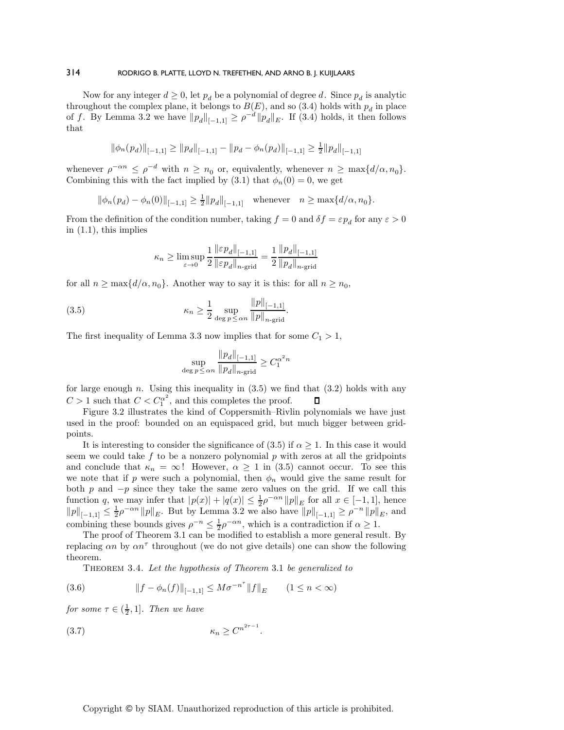Now for any integer $d \geq 0$, let $p_d$ be a polynomial of degree $d$. Since $p_d$ is analytic throughout the complex plane, it belongs to $B(E)$, and so (3.4) holds with $p_d$ in place of $f$. By Lemma 3.2 we have $\|p_d\|_{[-1,1]} \geq \rho^{-d}\|p_d\|_E$. If (3.4) holds, it then follows that

$$\|\phi_n(p_d)\|_{[-1,1]} \geq \|p_d\|_{[-1,1]} - \|p_d - \phi_n(p_d)\|_{[-1,1]} \geq \tfrac{1}{2}\|p_d\|_{[-1,1]}$$

whenever $\rho^{-\alpha n} \leq \rho^{-d}$ with $n \geq n_0$ or, equivalently, whenever $n \geq \max\{d/\alpha, n_0\}$. Combining this with the fact implied by (3.1) that $\phi_n(0) = 0$, we get

$$\|\phi_n(p_d) - \phi_n(0)\|_{[-1,1]} \geq \tfrac{1}{2}\|p_d\|_{[-1,1]} \quad \text{whenever} \quad n \geq \max\{d/\alpha, n_0\}.$$

From the definition of the condition number, taking $f = 0$ and $\delta f = \varepsilon p_d$ for any $\varepsilon > 0$ in (1.1), this implies

$$\kappa_n \geq \limsup_{\varepsilon \to 0} \frac{1}{2} \frac{\|\varepsilon p_d\|_{[-1,1]}}{\|\varepsilon p_d\|_{n\text{-grid}}} = \frac{1}{2} \frac{\|p_d\|_{[-1,1]}}{\|p_d\|_{n\text{-grid}}}$$

for all $n \geq \max\{d/\alpha, n_0\}$. Another way to say it is this: for all $n \geq n_0$,

$$\kappa_n \geq \frac{1}{2} \sup_{\deg p \leq \alpha n} \frac{\|p\|_{[-1,1]}}{\|p\|_{n\text{-grid}}}. \tag{3.5}$$

The first inequality of Lemma 3.3 now implies that for some $C_1 > 1$,

$$\sup_{\deg p \leq \alpha n} \frac{\|p_d\|_{[-1,1]}}{\|p_d\|_{n\text{-grid}}} \geq C_1^{\alpha^2 n}$$

for large enough $n$. Using this inequality in (3.5) we find that (3.2) holds with any $C > 1$ such that $C < C_1^{\alpha^2}$, and this completes the proof. $\square$

Figure 3.2 illustrates the kind of Coppersmith–Rivlin polynomials we have just used in the proof: bounded on an equispaced grid, but much bigger between gridpoints.

It is interesting to consider the significance of (3.5) if $\alpha \geq 1$. In this case it would seem we could take $f$ to be a nonzero polynomial $p$ with zeros at all the gridpoints and conclude that $\kappa_n = \infty$! However, $\alpha \geq 1$ in (3.5) cannot occur. To see this we note that if $p$ were such a polynomial, then $\phi_n$ would give the same result for both $p$ and $-p$ since they take the same zero values on the grid. If we call this function $q$, we may infer that $|p(x)| + |q(x)| \leq \frac{1}{2}\rho^{-\alpha n}\|p\|_E$ for all $x \in [-1,1]$, hence $\|p\|_{[-1,1]} \leq \frac{1}{2}\rho^{-\alpha n}\|p\|_E$. But by Lemma 3.2 we also have $\|p\|_{[-1,1]} \geq \rho^{-n}\|p\|_E$, and combining these bounds gives $\rho^{-n} \leq \frac{1}{2}\rho^{-\alpha n}$, which is a contradiction if $\alpha \geq 1$.

The proof of Theorem 3.1 can be modified to establish a more general result. By replacing $\alpha n$ by $\alpha n^\tau$ throughout (we do not give details) one can show the following theorem.

Theorem 3.4. *Let the hypothesis of Theorem* 3.1 *be generalized to*

$$\|f - \phi_n(f)\|_{[-1,1]} \leq M\sigma^{-n^\tau}\|f\|_E \qquad (1 \leq n < \infty) \tag{3.6}$$

*for some $\tau \in (\frac{1}{2}, 1]$. Then we have*

$$\kappa_n \geq C^{n^{2\tau-1}}. \tag{3.7}$$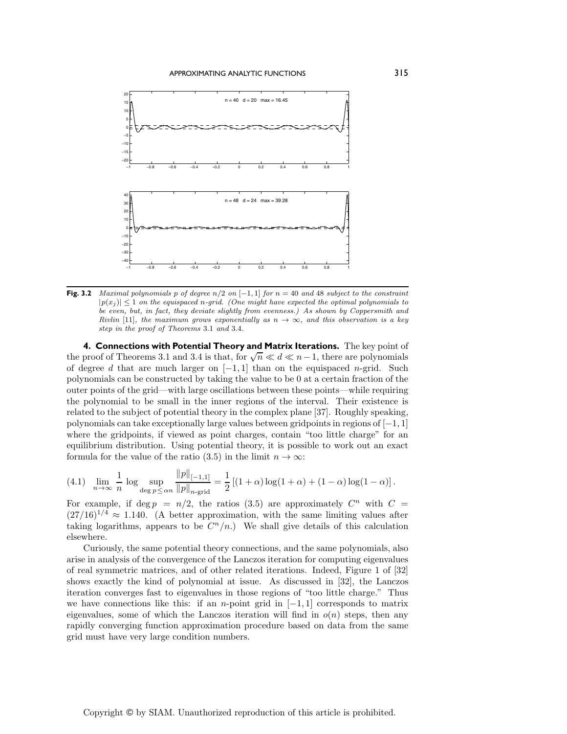**Fig. 3.2** *Maximal polynomials $p$ of degree $n/2$ on $[-1,1]$ for $n = 40$ and $48$ subject to the constraint $|p(x_j)| \leq 1$ on the equispaced $n$-grid. (One might have expected the optimal polynomials to be even, but, in fact, they deviate slightly from evenness.) As shown by Coppersmith and Rivlin [11], the maximum grows exponentially as $n \to \infty$, and this observation is a key step in the proof of Theorems 3.1 and 3.4.*

## 4. Connections with Potential Theory and Matrix Iterations.

The key point of the proof of Theorems 3.1 and 3.4 is that, for $\sqrt{n} \ll d \ll n-1$, there are polynomials of degree $d$ that are much larger on $[-1,1]$ than on the equispaced $n$-grid. Such polynomials can be constructed by taking the value to be 0 at a certain fraction of the outer points of the grid—with large oscillations between these points—while requiring the polynomial to be small in the inner regions of the interval. Their existence is related to the subject of potential theory in the complex plane [37]. Roughly speaking, polynomials can take exceptionally large values between gridpoints in regions of $[-1,1]$ where the gridpoints, if viewed as point charges, contain "too little charge" for an equilibrium distribution. Using potential theory, it is possible to work out an exact formula for the value of the ratio (3.5) in the limit $n \to \infty$:

$$
\lim_{n\to\infty} \frac{1}{n} \log \sup_{\deg p \leq \alpha n} \frac{\|p\|_{[-1,1]}}{\|p\|_{n\text{-grid}}} = \frac{1}{2}\left[(1+\alpha)\log(1+\alpha) + (1-\alpha)\log(1-\alpha)\right]. \tag{4.1}
$$

For example, if $\deg p = n/2$, the ratios (3.5) are approximately $C^n$ with $C = (27/16)^{1/4} \approx 1.140$. (A better approximation, with the same limiting values after taking logarithms, appears to be $C^n/n$.) We shall give details of this calculation elsewhere.

Curiously, the same potential theory connections, and the same polynomials, also arise in analysis of the convergence of the Lanczos iteration for computing eigenvalues of real symmetric matrices, and of other related iterations. Indeed, Figure 1 of [32] shows exactly the kind of polynomial at issue. As discussed in [32], the Lanczos iteration converges fast to eigenvalues in those regions of "too little charge." Thus we have connections like this: if an $n$-point grid in $[-1,1]$ corresponds to matrix eigenvalues, some of which the Lanczos iteration will find in $o(n)$ steps, then any rapidly converging function approximation procedure based on data from the same grid must have very large condition numbers.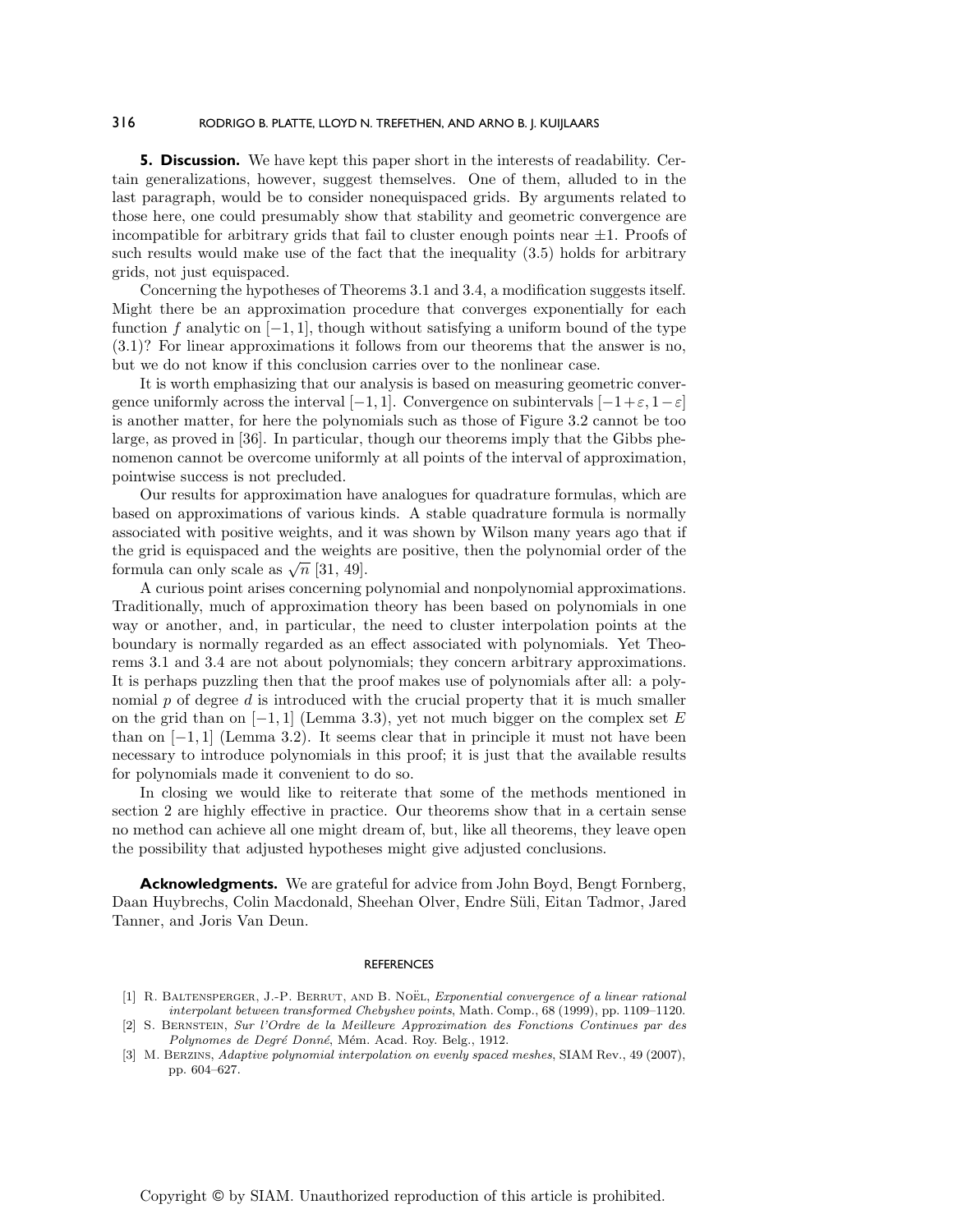**5. Discussion.** We have kept this paper short in the interests of readability. Certain generalizations, however, suggest themselves. One of them, alluded to in the last paragraph, would be to consider nonequispaced grids. By arguments related to those here, one could presumably show that stability and geometric convergence are incompatible for arbitrary grids that fail to cluster enough points near $\pm 1$. Proofs of such results would make use of the fact that the inequality (3.5) holds for arbitrary grids, not just equispaced.

Concerning the hypotheses of Theorems 3.1 and 3.4, a modification suggests itself. Might there be an approximation procedure that converges exponentially for each function $f$ analytic on $[-1,1]$, though without satisfying a uniform bound of the type (3.1)? For linear approximations it follows from our theorems that the answer is no, but we do not know if this conclusion carries over to the nonlinear case.

It is worth emphasizing that our analysis is based on measuring geometric convergence uniformly across the interval $[-1,1]$. Convergence on subintervals $[-1+\varepsilon, 1-\varepsilon]$ is another matter, for here the polynomials such as those of Figure 3.2 cannot be too large, as proved in [36]. In particular, though our theorems imply that the Gibbs phenomenon cannot be overcome uniformly at all points of the interval of approximation, pointwise success is not precluded.

Our results for approximation have analogues for quadrature formulas, which are based on approximations of various kinds. A stable quadrature formula is normally associated with positive weights, and it was shown by Wilson many years ago that if the grid is equispaced and the weights are positive, then the polynomial order of the formula can only scale as $\sqrt{n}$ [31, 49].

A curious point arises concerning polynomial and nonpolynomial approximations. Traditionally, much of approximation theory has been based on polynomials in one way or another, and, in particular, the need to cluster interpolation points at the boundary is normally regarded as an effect associated with polynomials. Yet Theorems 3.1 and 3.4 are not about polynomials; they concern arbitrary approximations. It is perhaps puzzling then that the proof makes use of polynomials after all: a polynomial $p$ of degree $d$ is introduced with the crucial property that it is much smaller on the grid than on $[-1,1]$ (Lemma 3.3), yet not much bigger on the complex set $E$ than on $[-1,1]$ (Lemma 3.2). It seems clear that in principle it must not have been necessary to introduce polynomials in this proof; it is just that the available results for polynomials made it convenient to do so.

In closing we would like to reiterate that some of the methods mentioned in section 2 are highly effective in practice. Our theorems show that in a certain sense no method can achieve all one might dream of, but, like all theorems, they leave open the possibility that adjusted hypotheses might give adjusted conclusions.

**Acknowledgments.** We are grateful for advice from John Boyd, Bengt Fornberg, Daan Huybrechs, Colin Macdonald, Sheehan Olver, Endre Süli, Eitan Tadmor, Jared Tanner, and Joris Van Deun.

## REFERENCES

[1] R. Baltensperger, J.-P. Berrut, and B. Noël, *Exponential convergence of a linear rational interpolant between transformed Chebyshev points*, Math. Comp., 68 (1999), pp. 1109–1120.

[2] S. Bernstein, *Sur l'Ordre de la Meilleure Approximation des Fonctions Continues par des Polynomes de Degré Donné*, Mém. Acad. Roy. Belg., 1912.

[3] M. Berzins, *Adaptive polynomial interpolation on evenly spaced meshes*, SIAM Rev., 49 (2007), pp. 604–627.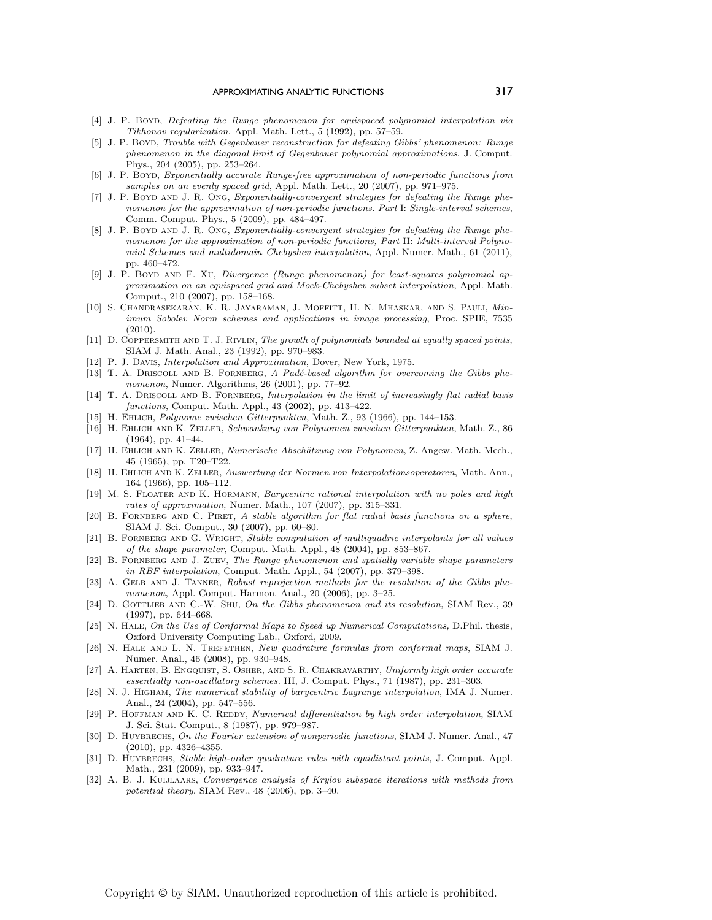[4] J. P. Boyd, *Defeating the Runge phenomenon for equispaced polynomial interpolation via Tikhonov regularization*, Appl. Math. Lett., 5 (1992), pp. 57–59.

[5] J. P. Boyd, *Trouble with Gegenbauer reconstruction for defeating Gibbs' phenomenon: Runge phenomenon in the diagonal limit of Gegenbauer polynomial approximations*, J. Comput. Phys., 204 (2005), pp. 253–264.

[6] J. P. Boyd, *Exponentially accurate Runge-free approximation of non-periodic functions from samples on an evenly spaced grid*, Appl. Math. Lett., 20 (2007), pp. 971–975.

[7] J. P. Boyd and J. R. Ong, *Exponentially-convergent strategies for defeating the Runge phenomenon for the approximation of non-periodic functions. Part* I: *Single-interval schemes*, Comm. Comput. Phys., 5 (2009), pp. 484–497.

[8] J. P. Boyd and J. R. Ong, *Exponentially-convergent strategies for defeating the Runge phenomenon for the approximation of non-periodic functions, Part* II: *Multi-interval Polynomial Schemes and multidomain Chebyshev interpolation*, Appl. Numer. Math., 61 (2011), pp. 460–472.

[9] J. P. Boyd and F. Xu, *Divergence (Runge phenomenon) for least-squares polynomial approximation on an equispaced grid and Mock-Chebyshev subset interpolation*, Appl. Math. Comput., 210 (2007), pp. 158–168.

[10] S. Chandrasekaran, K. R. Jayaraman, J. Moffitt, H. N. Mhaskar, and S. Pauli, *Minimum Sobolev Norm schemes and applications in image processing*, Proc. SPIE, 7535 (2010).

[11] D. Coppersmith and T. J. Rivlin, *The growth of polynomials bounded at equally spaced points*, SIAM J. Math. Anal., 23 (1992), pp. 970–983.

[12] P. J. Davis, *Interpolation and Approximation*, Dover, New York, 1975.

[13] T. A. Driscoll and B. Fornberg, *A Padé-based algorithm for overcoming the Gibbs phenomenon*, Numer. Algorithms, 26 (2001), pp. 77–92.

[14] T. A. Driscoll and B. Fornberg, *Interpolation in the limit of increasingly flat radial basis functions*, Comput. Math. Appl., 43 (2002), pp. 413–422.

[15] H. Ehlich, *Polynome zwischen Gitterpunkten*, Math. Z., 93 (1966), pp. 144–153.

[16] H. Ehlich and K. Zeller, *Schwankung von Polynomen zwischen Gitterpunkten*, Math. Z., 86 (1964), pp. 41–44.

[17] H. Ehlich and K. Zeller, *Numerische Abschätzung von Polynomen*, Z. Angew. Math. Mech., 45 (1965), pp. T20–T22.

[18] H. Ehlich and K. Zeller, *Auswertung der Normen von Interpolationsoperatoren*, Math. Ann., 164 (1966), pp. 105–112.

[19] M. S. Floater and K. Hormann, *Barycentric rational interpolation with no poles and high rates of approximation*, Numer. Math., 107 (2007), pp. 315–331.

[20] B. Fornberg and C. Piret, *A stable algorithm for flat radial basis functions on a sphere*, SIAM J. Sci. Comput., 30 (2007), pp. 60–80.

[21] B. Fornberg and G. Wright, *Stable computation of multiquadric interpolants for all values of the shape parameter*, Comput. Math. Appl., 48 (2004), pp. 853–867.

[22] B. Fornberg and J. Zuev, *The Runge phenomenon and spatially variable shape parameters in RBF interpolation*, Comput. Math. Appl., 54 (2007), pp. 379–398.

[23] A. Gelb and J. Tanner, *Robust reprojection methods for the resolution of the Gibbs phenomenon*, Appl. Comput. Harmon. Anal., 20 (2006), pp. 3–25.

[24] D. Gottlieb and C.-W. Shu, *On the Gibbs phenomenon and its resolution*, SIAM Rev., 39 (1997), pp. 644–668.

[25] N. Hale, *On the Use of Conformal Maps to Speed up Numerical Computations,* D.Phil. thesis, Oxford University Computing Lab., Oxford, 2009.

[26] N. Hale and L. N. Trefethen, *New quadrature formulas from conformal maps*, SIAM J. Numer. Anal., 46 (2008), pp. 930–948.

[27] A. Harten, B. Engquist, S. Osher, and S. R. Chakravarthy, *Uniformly high order accurate essentially non-oscillatory schemes.* III, J. Comput. Phys., 71 (1987), pp. 231–303.

[28] N. J. Higham, *The numerical stability of barycentric Lagrange interpolation*, IMA J. Numer. Anal., 24 (2004), pp. 547–556.

[29] P. Hoffman and K. C. Reddy, *Numerical differentiation by high order interpolation*, SIAM J. Sci. Stat. Comput., 8 (1987), pp. 979–987.

[30] D. Huybrechs, *On the Fourier extension of nonperiodic functions*, SIAM J. Numer. Anal., 47 (2010), pp. 4326–4355.

[31] D. Huybrechs, *Stable high-order quadrature rules with equidistant points*, J. Comput. Appl. Math., 231 (2009), pp. 933–947.

[32] A. B. J. Kuijlaars, *Convergence analysis of Krylov subspace iterations with methods from potential theory*, SIAM Rev., 48 (2006), pp. 3–40.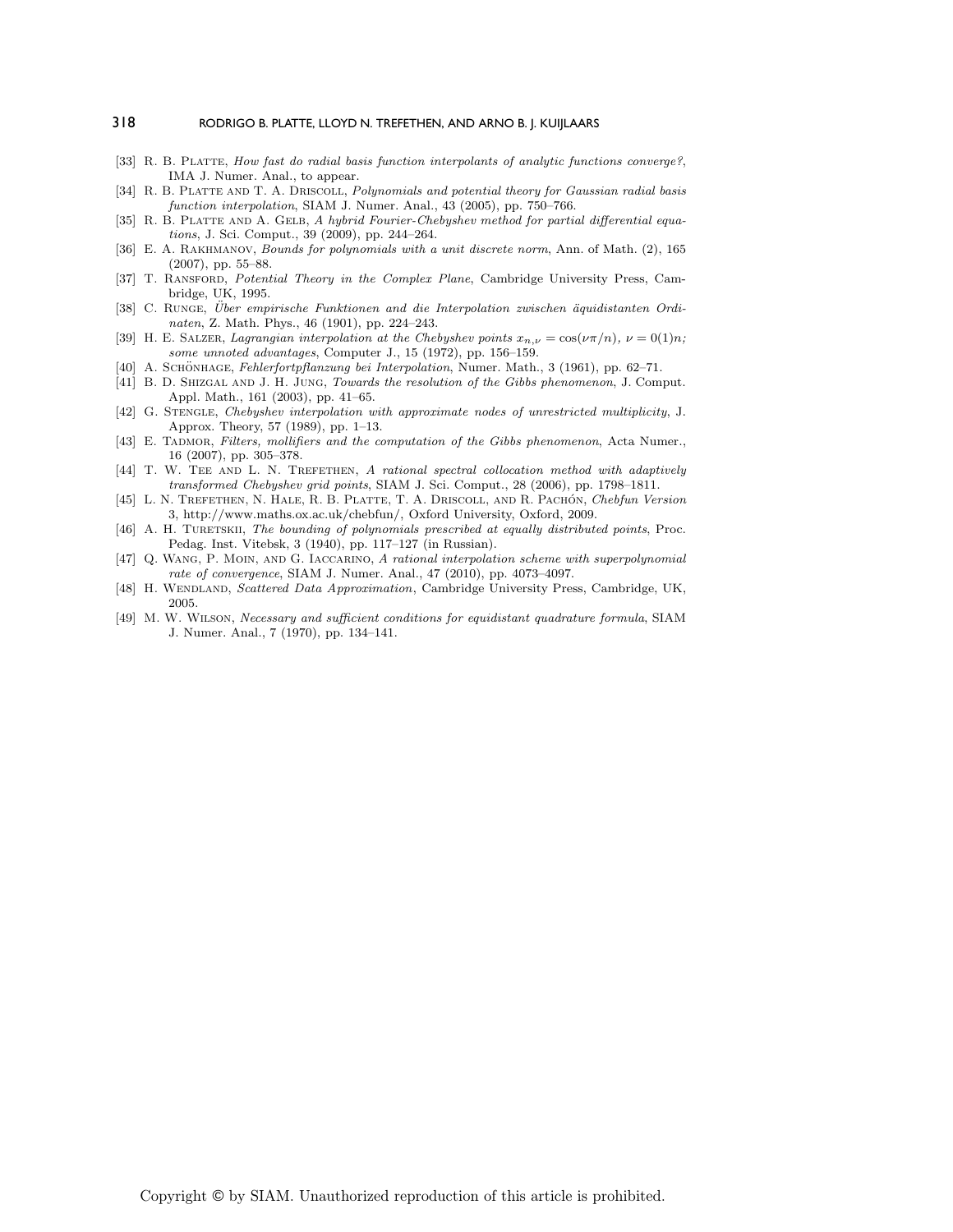[33] R. B. Platte, *How fast do radial basis function interpolants of analytic functions converge?*, IMA J. Numer. Anal., to appear.

[34] R. B. Platte and T. A. Driscoll, *Polynomials and potential theory for Gaussian radial basis function interpolation*, SIAM J. Numer. Anal., 43 (2005), pp. 750–766.

[35] R. B. Platte and A. Gelb, *A hybrid Fourier-Chebyshev method for partial differential equations*, J. Sci. Comput., 39 (2009), pp. 244–264.

[36] E. A. Rakhmanov, *Bounds for polynomials with a unit discrete norm*, Ann. of Math. (2), 165 (2007), pp. 55–88.

[37] T. Ransford, *Potential Theory in the Complex Plane*, Cambridge University Press, Cambridge, UK, 1995.

[38] C. Runge, *Über empirische Funktionen and die Interpolation zwischen äquidistanten Ordinaten*, Z. Math. Phys., 46 (1901), pp. 224–243.

[39] H. E. Salzer, *Lagrangian interpolation at the Chebyshev points $x_{n,\nu} = \cos(\nu\pi/n)$, $\nu = 0(1)n$; some unnoted advantages*, Computer J., 15 (1972), pp. 156–159.

[40] A. Schönhage, *Fehlerfortpflanzung bei Interpolation*, Numer. Math., 3 (1961), pp. 62–71.

[41] B. D. Shizgal and J. H. Jung, *Towards the resolution of the Gibbs phenomenon*, J. Comput. Appl. Math., 161 (2003), pp. 41–65.

[42] G. Stengle, *Chebyshev interpolation with approximate nodes of unrestricted multiplicity*, J. Approx. Theory, 57 (1989), pp. 1–13.

[43] E. Tadmor, *Filters, mollifiers and the computation of the Gibbs phenomenon*, Acta Numer., 16 (2007), pp. 305–378.

[44] T. W. Tee and L. N. Trefethen, *A rational spectral collocation method with adaptively transformed Chebyshev grid points*, SIAM J. Sci. Comput., 28 (2006), pp. 1798–1811.

[45] L. N. Trefethen, N. Hale, R. B. Platte, T. A. Driscoll, and R. Pachón, *Chebfun Version* 3, http://www.maths.ox.ac.uk/chebfun/, Oxford University, Oxford, 2009.

[46] A. H. Turetskii, *The bounding of polynomials prescribed at equally distributed points*, Proc. Pedag. Inst. Vitebsk, 3 (1940), pp. 117–127 (in Russian).

[47] Q. Wang, P. Moin, and G. Iaccarino, *A rational interpolation scheme with superpolynomial rate of convergence*, SIAM J. Numer. Anal., 47 (2010), pp. 4073–4097.

[48] H. Wendland, *Scattered Data Approximation*, Cambridge University Press, Cambridge, UK, 2005.

[49] M. W. Wilson, *Necessary and sufficient conditions for equidistant quadrature formula*, SIAM J. Numer. Anal., 7 (1970), pp. 134–141.